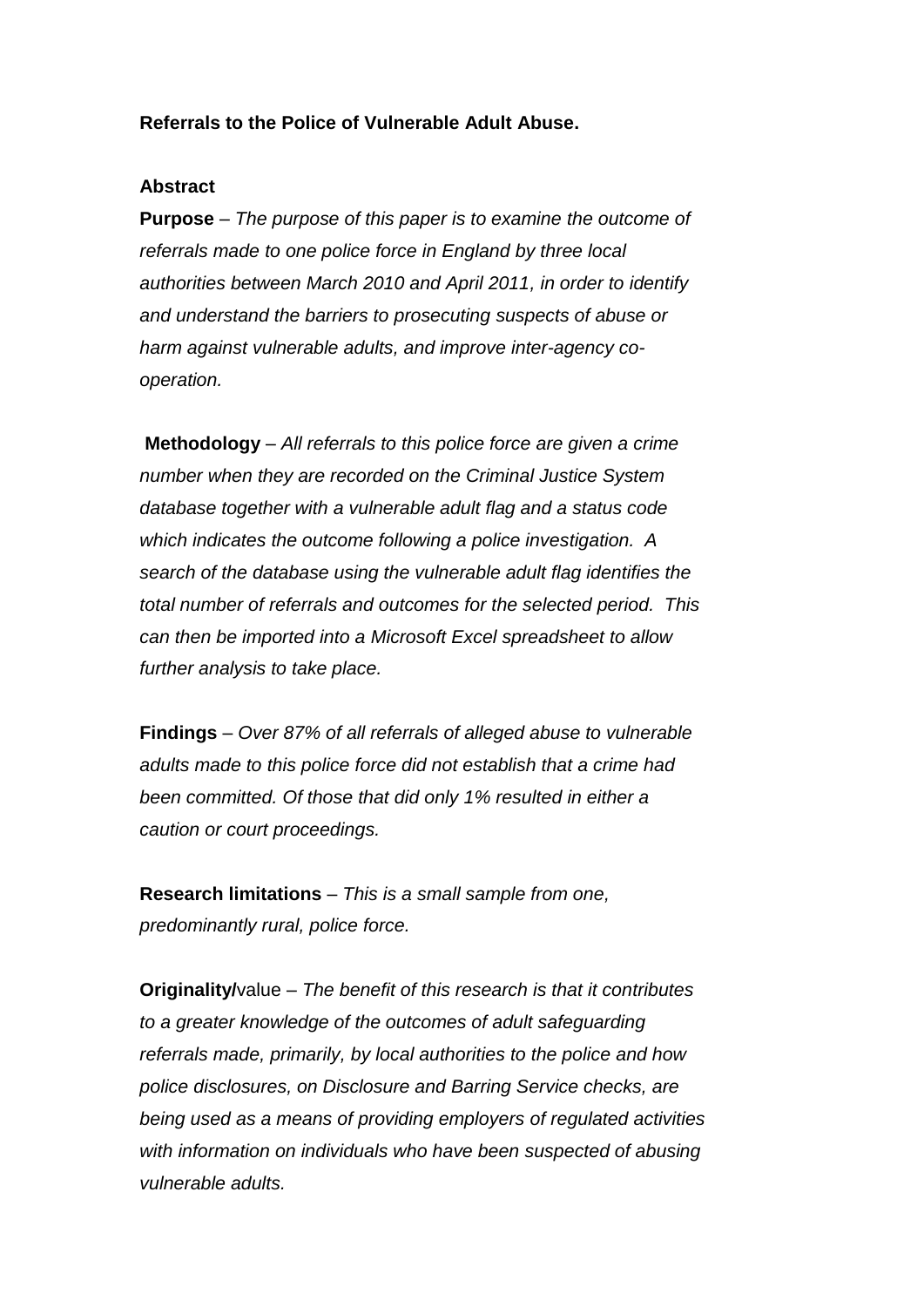**Referrals to the Police of Vulnerable Adult Abuse.**

**Abstract**

**Purpose** – *The purpose of this paper is to examine the outcome of referrals made to one police force in England by three local authorities between March 2010 and April 2011, in order to identify and understand the barriers to prosecuting suspects of abuse or harm against vulnerable adults, and improve inter-agency co-operation.*

**Methodology** – *All referrals to this police force are given a crime number when they are recorded on the Criminal Justice System database together with a vulnerable adult flag and a status code which indicates the outcome following a police investigation. A search of the database using the vulnerable adult flag identifies the total number of referrals and outcomes for the selected period. This can then be imported into a Microsoft Excel spreadsheet to allow further analysis to take place.*

**Findings** – *Over 87% of all referrals of alleged abuse to vulnerable adults made to this police force did not establish that a crime had been committed. Of those that did only 1% resulted in either a caution or court proceedings.*

**Research limitations** – *This is a small sample from one, predominantly rural, police force.*

**Originality/**value – *The benefit of this research is that it contributes to a greater knowledge of the outcomes of adult safeguarding referrals made, primarily, by local authorities to the police and how police disclosures, on Disclosure and Barring Service checks, are being used as a means of providing employers of regulated activities with information on individuals who have been suspected of abusing vulnerable adults.*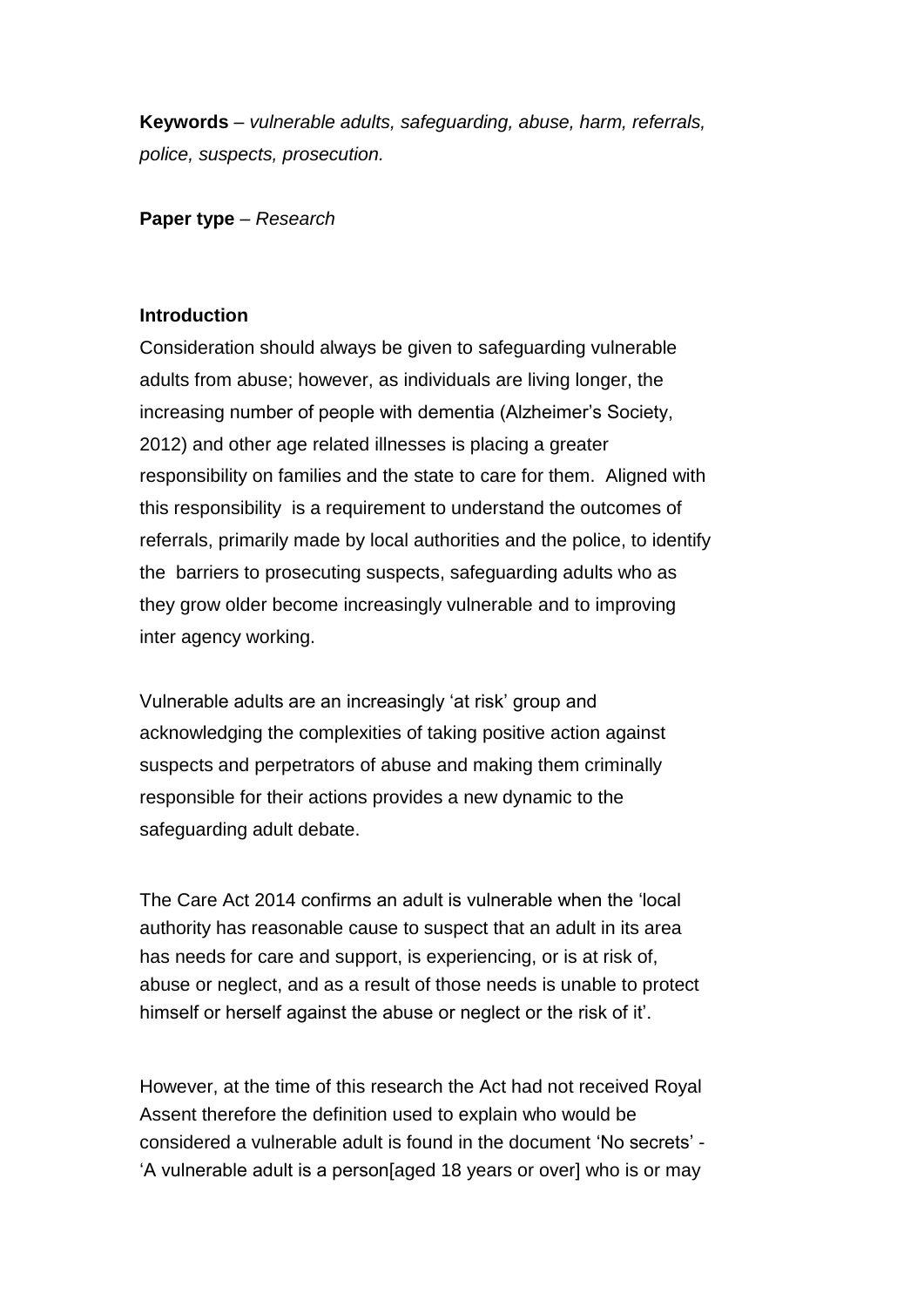**Keywords** – *vulnerable adults, safeguarding, abuse, harm, referrals, police, suspects, prosecution.*

**Paper type** – *Research*

## Introduction

Consideration should always be given to safeguarding vulnerable adults from abuse; however, as individuals are living longer, the increasing number of people with dementia (Alzheimer's Society, 2012) and other age related illnesses is placing a greater responsibility on families and the state to care for them. Aligned with this responsibility is a requirement to understand the outcomes of referrals, primarily made by local authorities and the police, to identify the barriers to prosecuting suspects, safeguarding adults who as they grow older become increasingly vulnerable and to improving inter agency working.

Vulnerable adults are an increasingly 'at risk' group and acknowledging the complexities of taking positive action against suspects and perpetrators of abuse and making them criminally responsible for their actions provides a new dynamic to the safeguarding adult debate.

The Care Act 2014 confirms an adult is vulnerable when the 'local authority has reasonable cause to suspect that an adult in its area has needs for care and support, is experiencing, or is at risk of, abuse or neglect, and as a result of those needs is unable to protect himself or herself against the abuse or neglect or the risk of it'.

However, at the time of this research the Act had not received Royal Assent therefore the definition used to explain who would be considered a vulnerable adult is found in the document 'No secrets' - 'A vulnerable adult is a person[aged 18 years or over] who is or may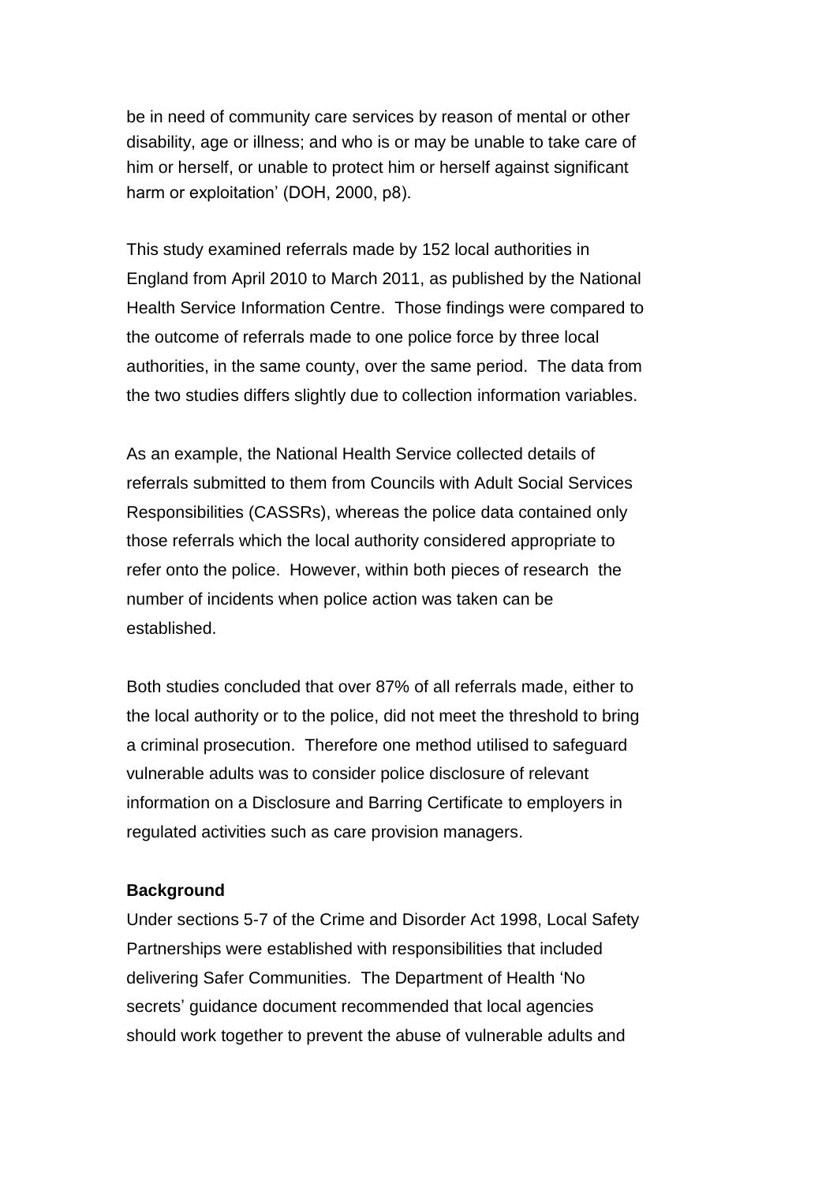be in need of community care services by reason of mental or other disability, age or illness; and who is or may be unable to take care of him or herself, or unable to protect him or herself against significant harm or exploitation' (DOH, 2000, p8).

This study examined referrals made by 152 local authorities in England from April 2010 to March 2011, as published by the National Health Service Information Centre. Those findings were compared to the outcome of referrals made to one police force by three local authorities, in the same county, over the same period. The data from the two studies differs slightly due to collection information variables.

As an example, the National Health Service collected details of referrals submitted to them from Councils with Adult Social Services Responsibilities (CASSRs), whereas the police data contained only those referrals which the local authority considered appropriate to refer onto the police. However, within both pieces of research the number of incidents when police action was taken can be established.

Both studies concluded that over 87% of all referrals made, either to the local authority or to the police, did not meet the threshold to bring a criminal prosecution. Therefore one method utilised to safeguard vulnerable adults was to consider police disclosure of relevant information on a Disclosure and Barring Certificate to employers in regulated activities such as care provision managers.

**Background**

Under sections 5-7 of the Crime and Disorder Act 1998, Local Safety Partnerships were established with responsibilities that included delivering Safer Communities. The Department of Health 'No secrets' guidance document recommended that local agencies should work together to prevent the abuse of vulnerable adults and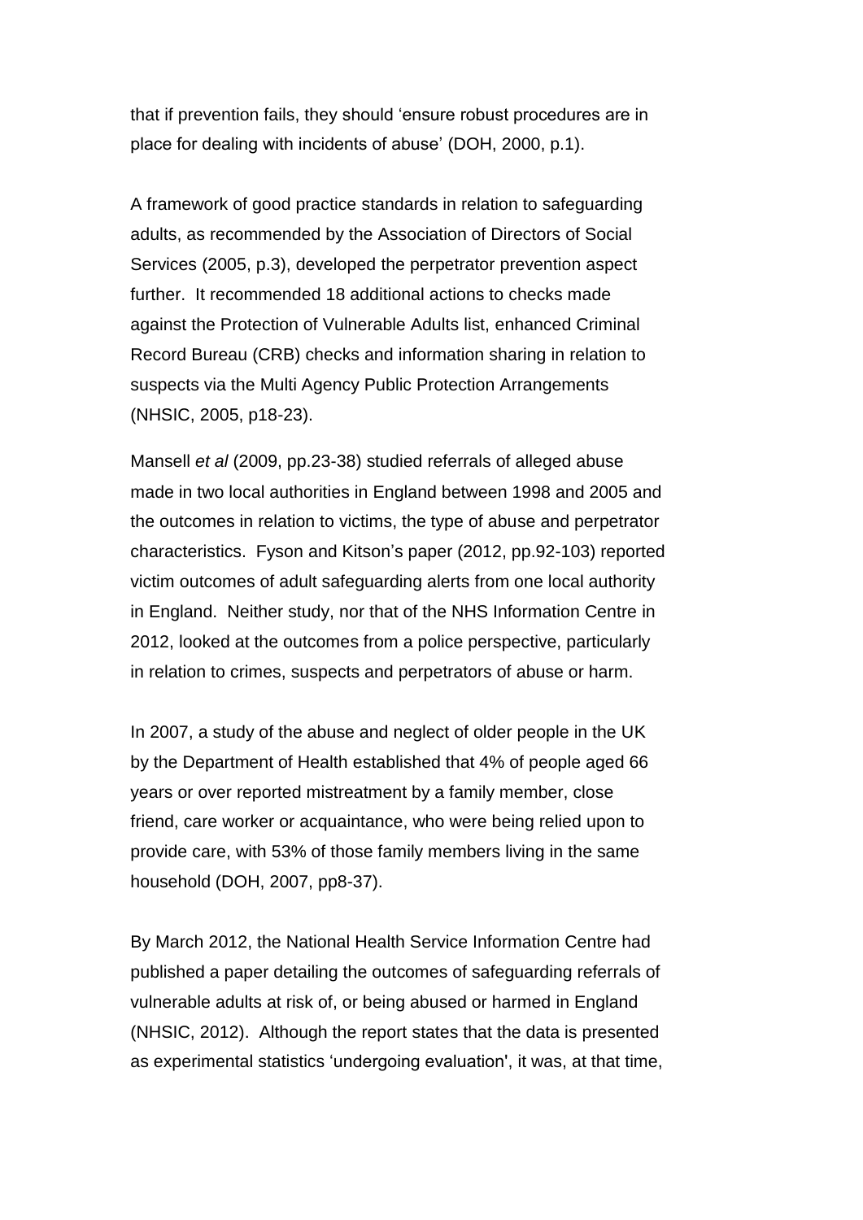that if prevention fails, they should 'ensure robust procedures are in place for dealing with incidents of abuse' (DOH, 2000, p.1).

A framework of good practice standards in relation to safeguarding adults, as recommended by the Association of Directors of Social Services (2005, p.3), developed the perpetrator prevention aspect further. It recommended 18 additional actions to checks made against the Protection of Vulnerable Adults list, enhanced Criminal Record Bureau (CRB) checks and information sharing in relation to suspects via the Multi Agency Public Protection Arrangements (NHSIC, 2005, p18-23).

Mansell *et al* (2009, pp.23-38) studied referrals of alleged abuse made in two local authorities in England between 1998 and 2005 and the outcomes in relation to victims, the type of abuse and perpetrator characteristics. Fyson and Kitson's paper (2012, pp.92-103) reported victim outcomes of adult safeguarding alerts from one local authority in England. Neither study, nor that of the NHS Information Centre in 2012, looked at the outcomes from a police perspective, particularly in relation to crimes, suspects and perpetrators of abuse or harm.

In 2007, a study of the abuse and neglect of older people in the UK by the Department of Health established that 4% of people aged 66 years or over reported mistreatment by a family member, close friend, care worker or acquaintance, who were being relied upon to provide care, with 53% of those family members living in the same household (DOH, 2007, pp8-37).

By March 2012, the National Health Service Information Centre had published a paper detailing the outcomes of safeguarding referrals of vulnerable adults at risk of, or being abused or harmed in England (NHSIC, 2012). Although the report states that the data is presented as experimental statistics 'undergoing evaluation', it was, at that time,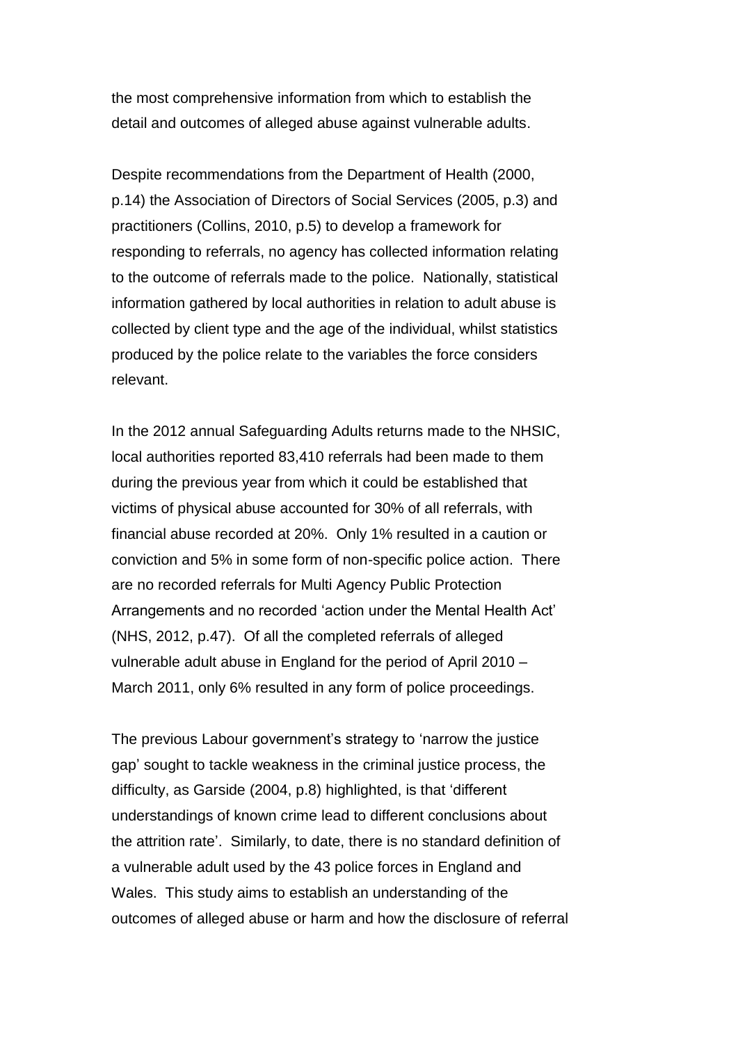the most comprehensive information from which to establish the detail and outcomes of alleged abuse against vulnerable adults.

Despite recommendations from the Department of Health (2000, p.14) the Association of Directors of Social Services (2005, p.3) and practitioners (Collins, 2010, p.5) to develop a framework for responding to referrals, no agency has collected information relating to the outcome of referrals made to the police. Nationally, statistical information gathered by local authorities in relation to adult abuse is collected by client type and the age of the individual, whilst statistics produced by the police relate to the variables the force considers relevant.

In the 2012 annual Safeguarding Adults returns made to the NHSIC, local authorities reported 83,410 referrals had been made to them during the previous year from which it could be established that victims of physical abuse accounted for 30% of all referrals, with financial abuse recorded at 20%. Only 1% resulted in a caution or conviction and 5% in some form of non-specific police action. There are no recorded referrals for Multi Agency Public Protection Arrangements and no recorded 'action under the Mental Health Act' (NHS, 2012, p.47). Of all the completed referrals of alleged vulnerable adult abuse in England for the period of April 2010 – March 2011, only 6% resulted in any form of police proceedings.

The previous Labour government's strategy to 'narrow the justice gap' sought to tackle weakness in the criminal justice process, the difficulty, as Garside (2004, p.8) highlighted, is that 'different understandings of known crime lead to different conclusions about the attrition rate'. Similarly, to date, there is no standard definition of a vulnerable adult used by the 43 police forces in England and Wales. This study aims to establish an understanding of the outcomes of alleged abuse or harm and how the disclosure of referral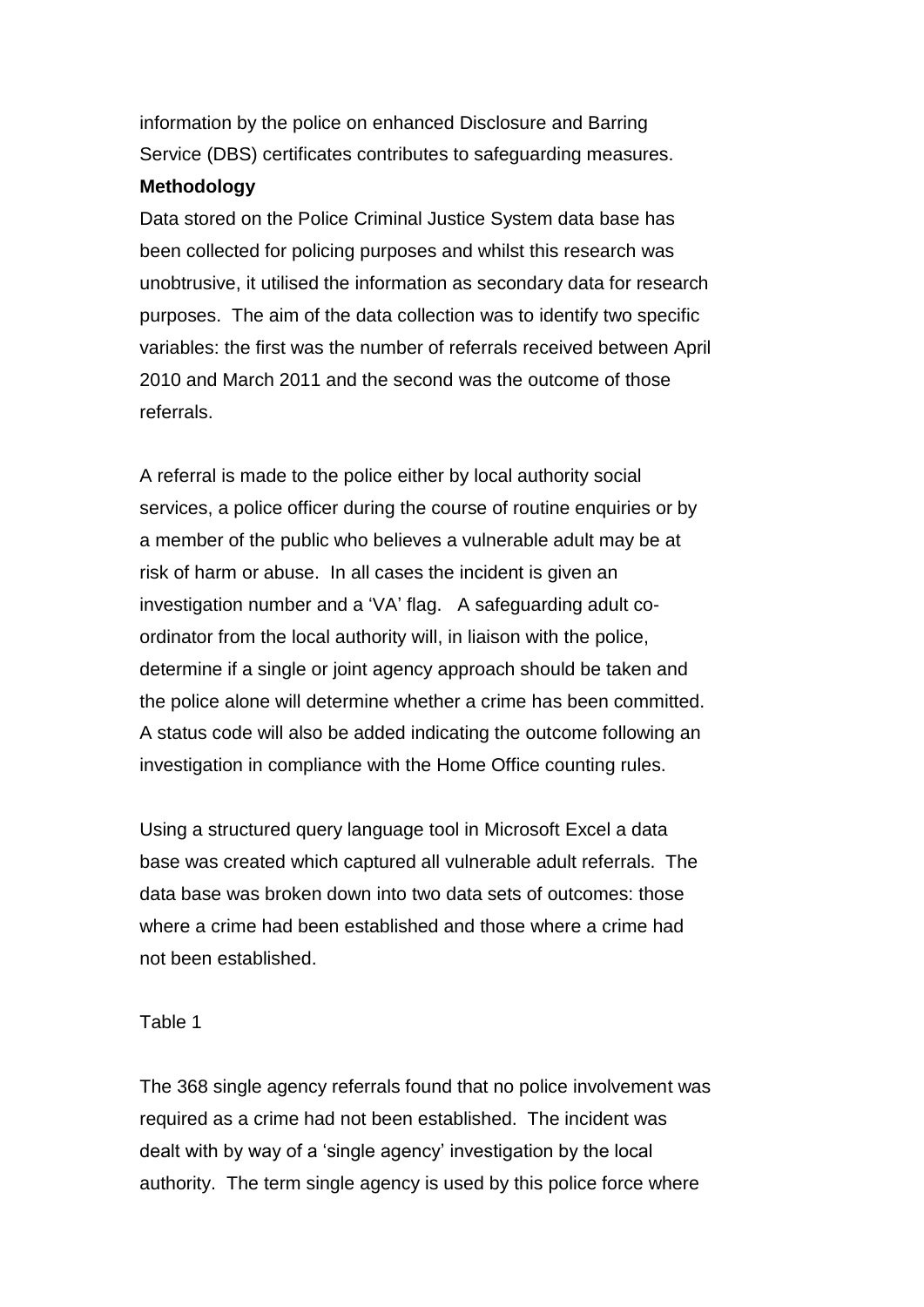information by the police on enhanced Disclosure and Barring Service (DBS) certificates contributes to safeguarding measures.

**Methodology**

Data stored on the Police Criminal Justice System data base has been collected for policing purposes and whilst this research was unobtrusive, it utilised the information as secondary data for research purposes. The aim of the data collection was to identify two specific variables: the first was the number of referrals received between April 2010 and March 2011 and the second was the outcome of those referrals.

A referral is made to the police either by local authority social services, a police officer during the course of routine enquiries or by a member of the public who believes a vulnerable adult may be at risk of harm or abuse. In all cases the incident is given an investigation number and a 'VA' flag. A safeguarding adult co-ordinator from the local authority will, in liaison with the police, determine if a single or joint agency approach should be taken and the police alone will determine whether a crime has been committed. A status code will also be added indicating the outcome following an investigation in compliance with the Home Office counting rules.

Using a structured query language tool in Microsoft Excel a data base was created which captured all vulnerable adult referrals. The data base was broken down into two data sets of outcomes: those where a crime had been established and those where a crime had not been established.

Table 1

The 368 single agency referrals found that no police involvement was required as a crime had not been established. The incident was dealt with by way of a 'single agency' investigation by the local authority. The term single agency is used by this police force where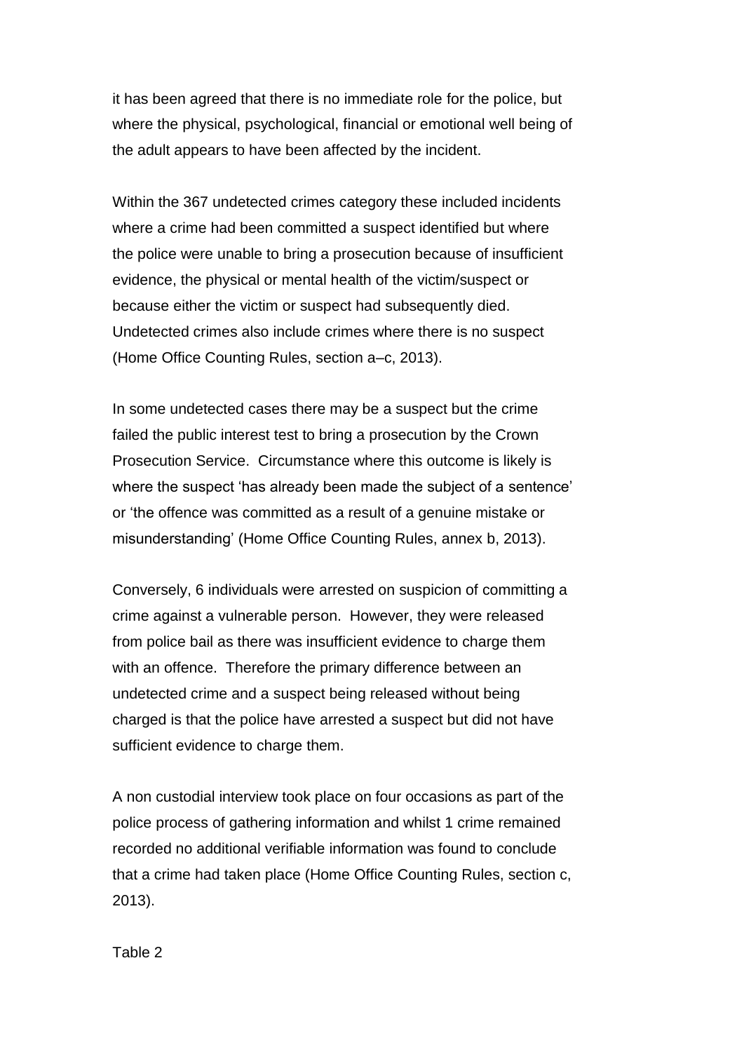it has been agreed that there is no immediate role for the police, but where the physical, psychological, financial or emotional well being of the adult appears to have been affected by the incident.

Within the 367 undetected crimes category these included incidents where a crime had been committed a suspect identified but where the police were unable to bring a prosecution because of insufficient evidence, the physical or mental health of the victim/suspect or because either the victim or suspect had subsequently died. Undetected crimes also include crimes where there is no suspect (Home Office Counting Rules, section a–c, 2013).

In some undetected cases there may be a suspect but the crime failed the public interest test to bring a prosecution by the Crown Prosecution Service. Circumstance where this outcome is likely is where the suspect 'has already been made the subject of a sentence' or 'the offence was committed as a result of a genuine mistake or misunderstanding' (Home Office Counting Rules, annex b, 2013).

Conversely, 6 individuals were arrested on suspicion of committing a crime against a vulnerable person. However, they were released from police bail as there was insufficient evidence to charge them with an offence. Therefore the primary difference between an undetected crime and a suspect being released without being charged is that the police have arrested a suspect but did not have sufficient evidence to charge them.

A non custodial interview took place on four occasions as part of the police process of gathering information and whilst 1 crime remained recorded no additional verifiable information was found to conclude that a crime had taken place (Home Office Counting Rules, section c, 2013).

Table 2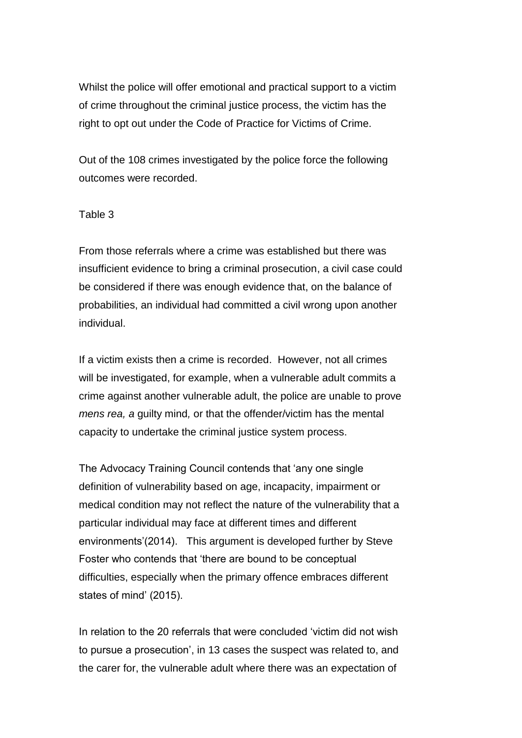Whilst the police will offer emotional and practical support to a victim of crime throughout the criminal justice process, the victim has the right to opt out under the Code of Practice for Victims of Crime.

Out of the 108 crimes investigated by the police force the following outcomes were recorded.

Table 3

From those referrals where a crime was established but there was insufficient evidence to bring a criminal prosecution, a civil case could be considered if there was enough evidence that, on the balance of probabilities, an individual had committed a civil wrong upon another individual.

If a victim exists then a crime is recorded. However, not all crimes will be investigated, for example, when a vulnerable adult commits a crime against another vulnerable adult, the police are unable to prove *mens rea, a* guilty mind*,* or that the offender/victim has the mental capacity to undertake the criminal justice system process.

The Advocacy Training Council contends that 'any one single definition of vulnerability based on age, incapacity, impairment or medical condition may not reflect the nature of the vulnerability that a particular individual may face at different times and different environments'(2014). This argument is developed further by Steve Foster who contends that 'there are bound to be conceptual difficulties, especially when the primary offence embraces different states of mind' (2015).

In relation to the 20 referrals that were concluded 'victim did not wish to pursue a prosecution', in 13 cases the suspect was related to, and the carer for, the vulnerable adult where there was an expectation of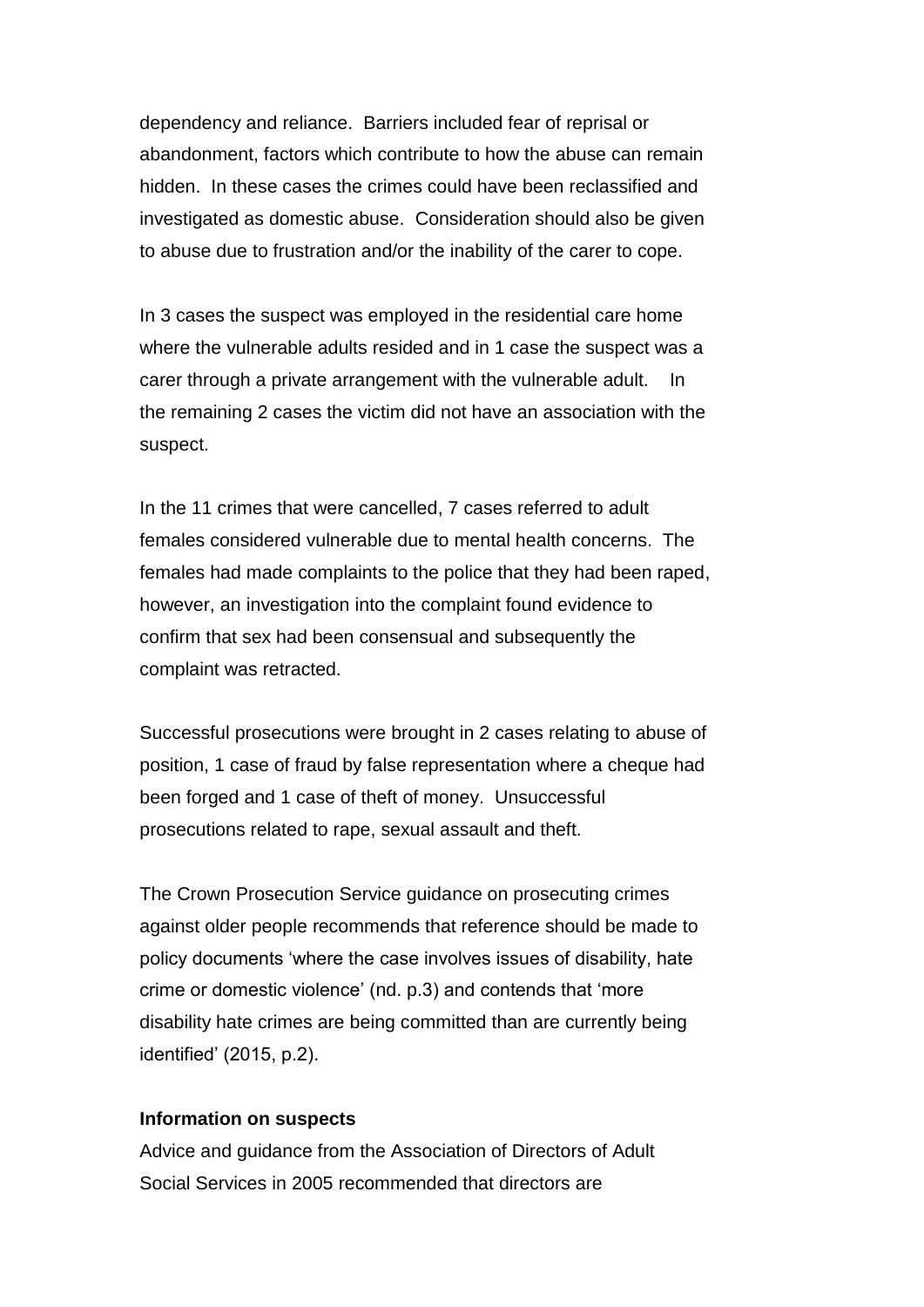dependency and reliance. Barriers included fear of reprisal or abandonment, factors which contribute to how the abuse can remain hidden. In these cases the crimes could have been reclassified and investigated as domestic abuse. Consideration should also be given to abuse due to frustration and/or the inability of the carer to cope.

In 3 cases the suspect was employed in the residential care home where the vulnerable adults resided and in 1 case the suspect was a carer through a private arrangement with the vulnerable adult. In the remaining 2 cases the victim did not have an association with the suspect.

In the 11 crimes that were cancelled, 7 cases referred to adult females considered vulnerable due to mental health concerns. The females had made complaints to the police that they had been raped, however, an investigation into the complaint found evidence to confirm that sex had been consensual and subsequently the complaint was retracted.

Successful prosecutions were brought in 2 cases relating to abuse of position, 1 case of fraud by false representation where a cheque had been forged and 1 case of theft of money. Unsuccessful prosecutions related to rape, sexual assault and theft.

The Crown Prosecution Service guidance on prosecuting crimes against older people recommends that reference should be made to policy documents 'where the case involves issues of disability, hate crime or domestic violence' (nd. p.3) and contends that 'more disability hate crimes are being committed than are currently being identified' (2015, p.2).

**Information on suspects**

Advice and guidance from the Association of Directors of Adult Social Services in 2005 recommended that directors are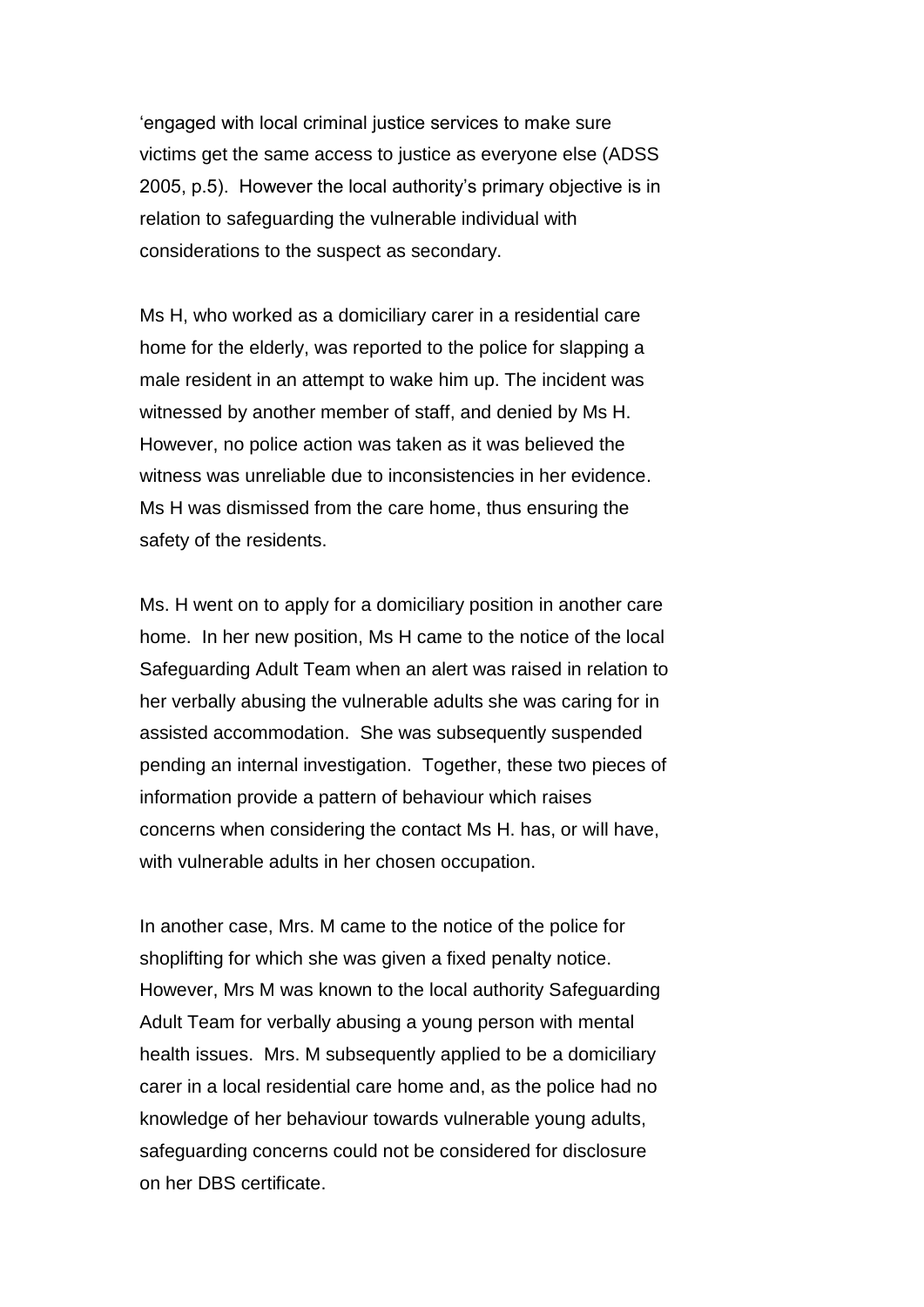‘engaged with local criminal justice services to make sure victims get the same access to justice as everyone else (ADSS 2005, p.5). However the local authority’s primary objective is in relation to safeguarding the vulnerable individual with considerations to the suspect as secondary.

Ms H, who worked as a domiciliary carer in a residential care home for the elderly, was reported to the police for slapping a male resident in an attempt to wake him up. The incident was witnessed by another member of staff, and denied by Ms H. However, no police action was taken as it was believed the witness was unreliable due to inconsistencies in her evidence. Ms H was dismissed from the care home, thus ensuring the safety of the residents.

Ms. H went on to apply for a domiciliary position in another care home. In her new position, Ms H came to the notice of the local Safeguarding Adult Team when an alert was raised in relation to her verbally abusing the vulnerable adults she was caring for in assisted accommodation. She was subsequently suspended pending an internal investigation. Together, these two pieces of information provide a pattern of behaviour which raises concerns when considering the contact Ms H. has, or will have, with vulnerable adults in her chosen occupation.

In another case, Mrs. M came to the notice of the police for shoplifting for which she was given a fixed penalty notice. However, Mrs M was known to the local authority Safeguarding Adult Team for verbally abusing a young person with mental health issues. Mrs. M subsequently applied to be a domiciliary carer in a local residential care home and, as the police had no knowledge of her behaviour towards vulnerable young adults, safeguarding concerns could not be considered for disclosure on her DBS certificate.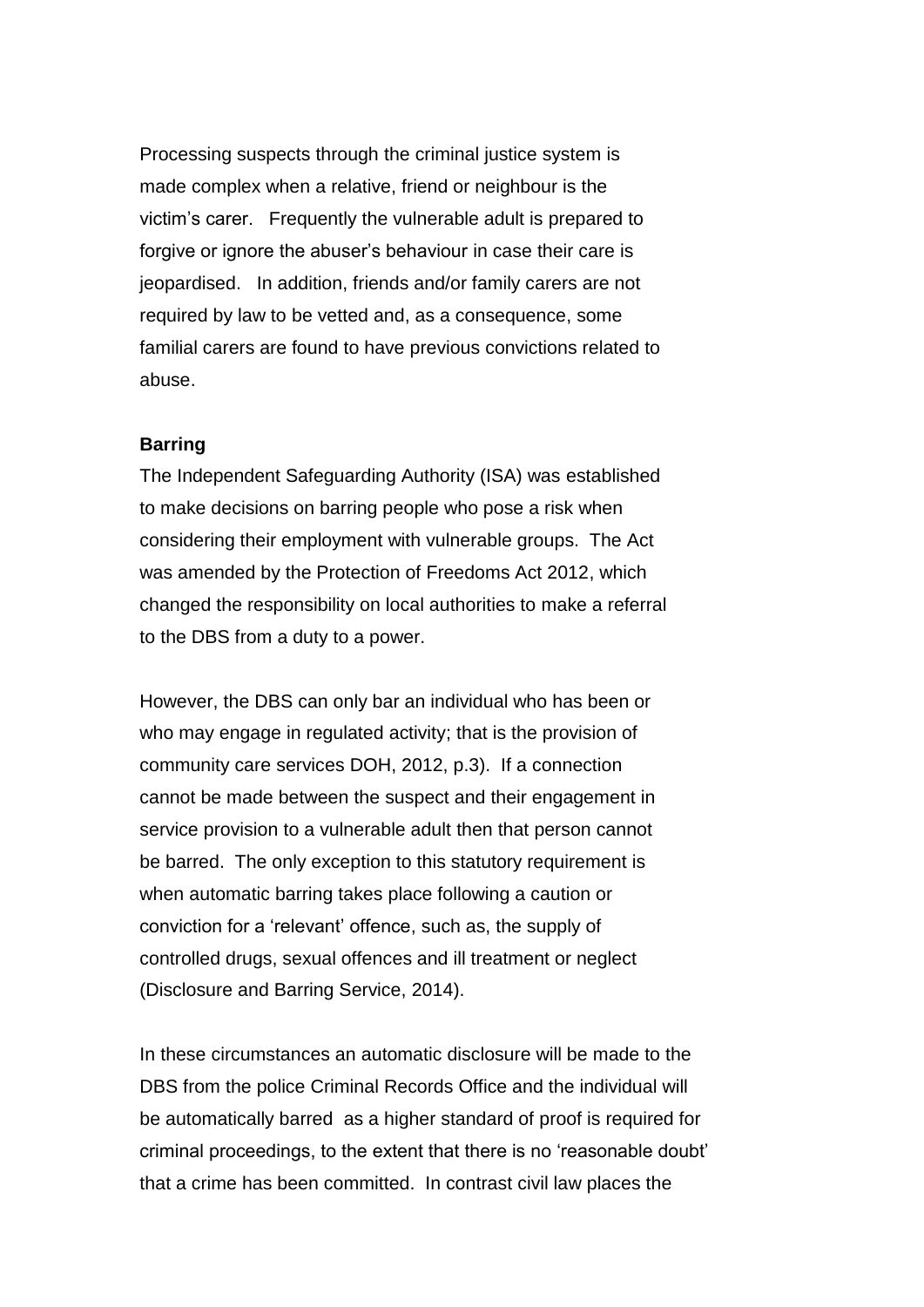Processing suspects through the criminal justice system is made complex when a relative, friend or neighbour is the victim's carer. Frequently the vulnerable adult is prepared to forgive or ignore the abuser's behaviour in case their care is jeopardised. In addition, friends and/or family carers are not required by law to be vetted and, as a consequence, some familial carers are found to have previous convictions related to abuse.

**Barring**

The Independent Safeguarding Authority (ISA) was established to make decisions on barring people who pose a risk when considering their employment with vulnerable groups. The Act was amended by the Protection of Freedoms Act 2012, which changed the responsibility on local authorities to make a referral to the DBS from a duty to a power.

However, the DBS can only bar an individual who has been or who may engage in regulated activity; that is the provision of community care services DOH, 2012, p.3). If a connection cannot be made between the suspect and their engagement in service provision to a vulnerable adult then that person cannot be barred. The only exception to this statutory requirement is when automatic barring takes place following a caution or conviction for a 'relevant' offence, such as, the supply of controlled drugs, sexual offences and ill treatment or neglect (Disclosure and Barring Service, 2014).

In these circumstances an automatic disclosure will be made to the DBS from the police Criminal Records Office and the individual will be automatically barred as a higher standard of proof is required for criminal proceedings, to the extent that there is no 'reasonable doubt' that a crime has been committed. In contrast civil law places the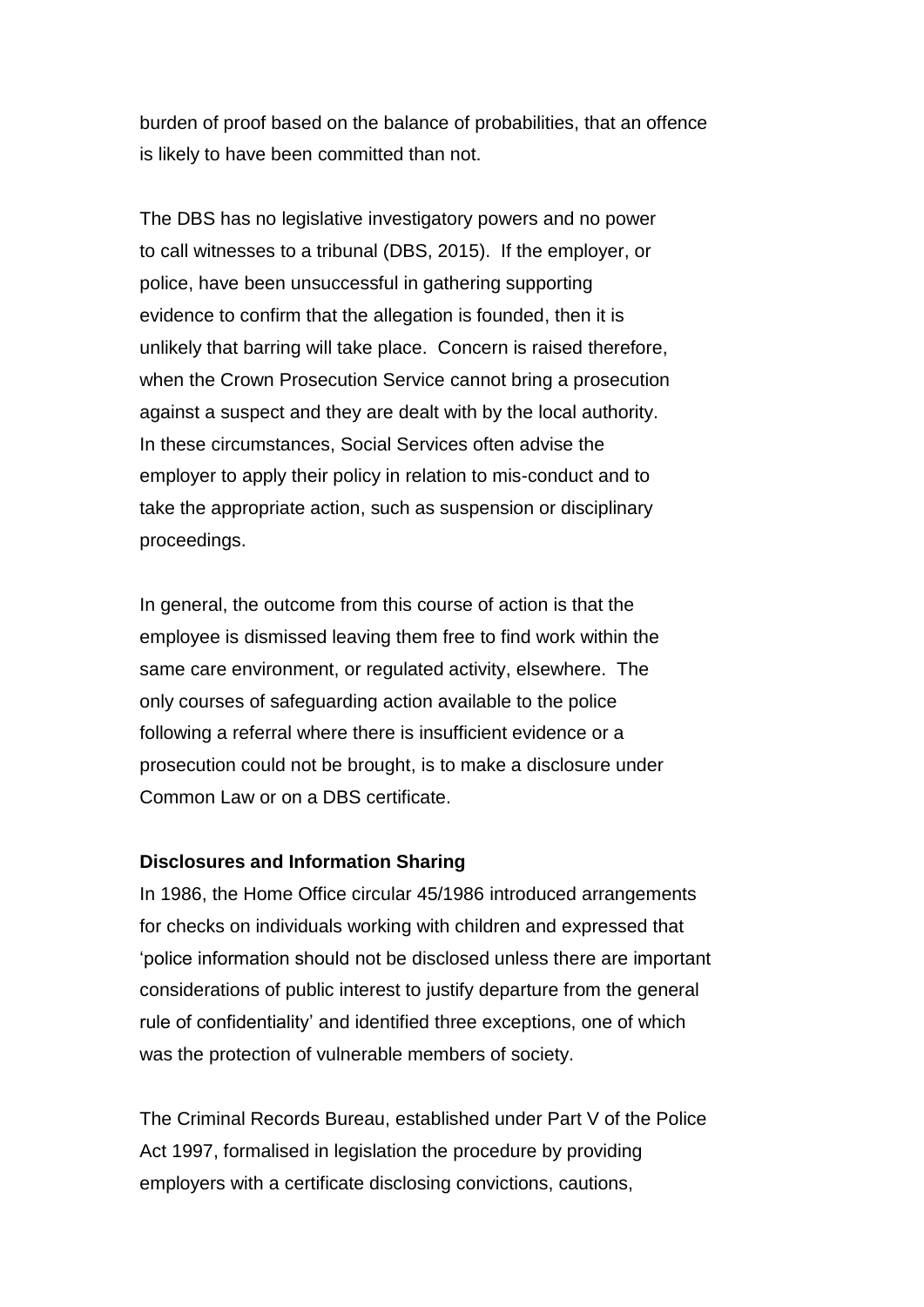burden of proof based on the balance of probabilities, that an offence is likely to have been committed than not.

The DBS has no legislative investigatory powers and no power to call witnesses to a tribunal (DBS, 2015). If the employer, or police, have been unsuccessful in gathering supporting evidence to confirm that the allegation is founded, then it is unlikely that barring will take place. Concern is raised therefore, when the Crown Prosecution Service cannot bring a prosecution against a suspect and they are dealt with by the local authority. In these circumstances, Social Services often advise the employer to apply their policy in relation to mis-conduct and to take the appropriate action, such as suspension or disciplinary proceedings.

In general, the outcome from this course of action is that the employee is dismissed leaving them free to find work within the same care environment, or regulated activity, elsewhere. The only courses of safeguarding action available to the police following a referral where there is insufficient evidence or a prosecution could not be brought, is to make a disclosure under Common Law or on a DBS certificate.

**Disclosures and Information Sharing**

In 1986, the Home Office circular 45/1986 introduced arrangements for checks on individuals working with children and expressed that 'police information should not be disclosed unless there are important considerations of public interest to justify departure from the general rule of confidentiality' and identified three exceptions, one of which was the protection of vulnerable members of society.

The Criminal Records Bureau, established under Part V of the Police Act 1997, formalised in legislation the procedure by providing employers with a certificate disclosing convictions, cautions,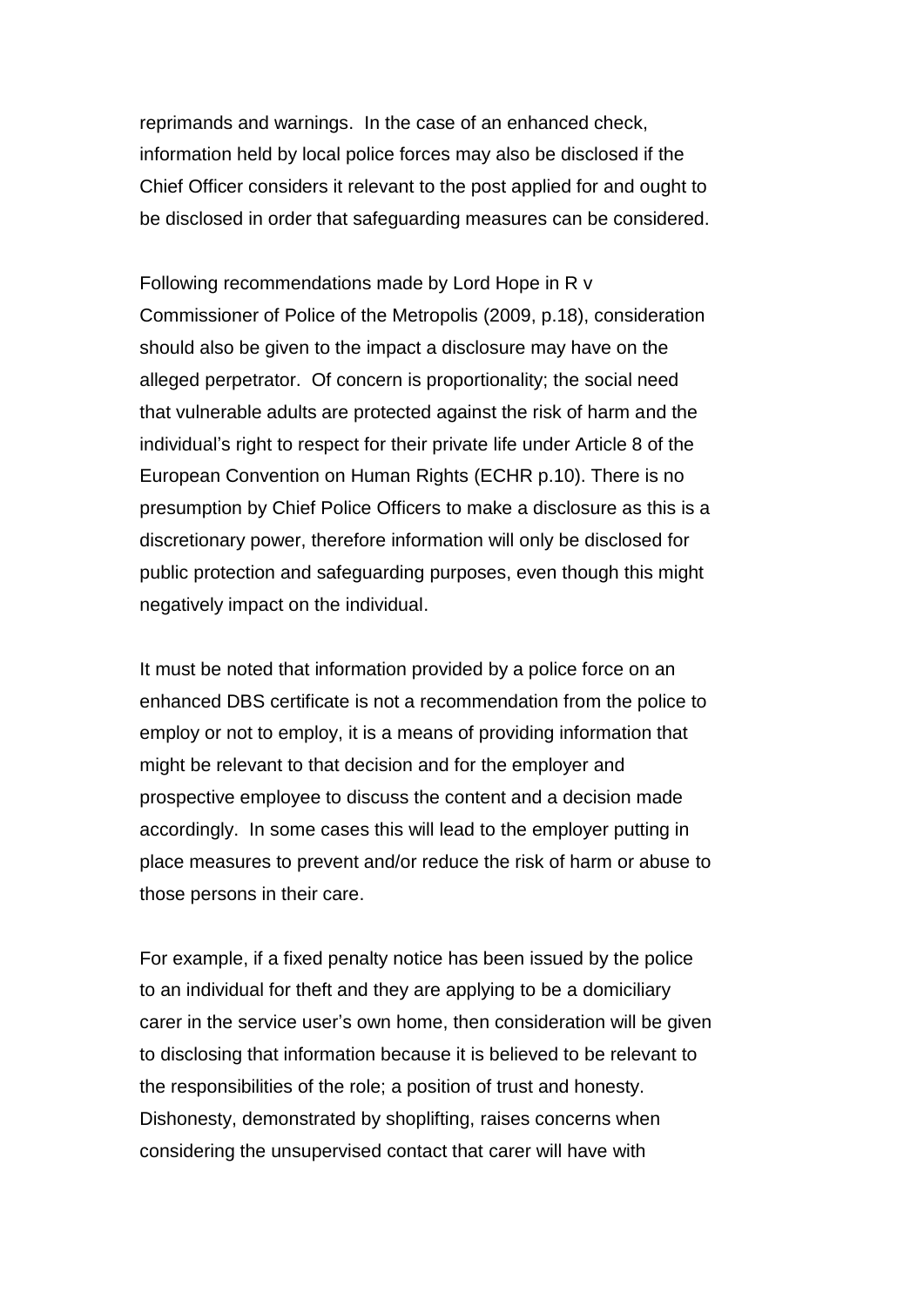reprimands and warnings. In the case of an enhanced check, information held by local police forces may also be disclosed if the Chief Officer considers it relevant to the post applied for and ought to be disclosed in order that safeguarding measures can be considered.

Following recommendations made by Lord Hope in R v Commissioner of Police of the Metropolis (2009, p.18), consideration should also be given to the impact a disclosure may have on the alleged perpetrator. Of concern is proportionality; the social need that vulnerable adults are protected against the risk of harm and the individual's right to respect for their private life under Article 8 of the European Convention on Human Rights (ECHR p.10). There is no presumption by Chief Police Officers to make a disclosure as this is a discretionary power, therefore information will only be disclosed for public protection and safeguarding purposes, even though this might negatively impact on the individual.

It must be noted that information provided by a police force on an enhanced DBS certificate is not a recommendation from the police to employ or not to employ, it is a means of providing information that might be relevant to that decision and for the employer and prospective employee to discuss the content and a decision made accordingly. In some cases this will lead to the employer putting in place measures to prevent and/or reduce the risk of harm or abuse to those persons in their care.

For example, if a fixed penalty notice has been issued by the police to an individual for theft and they are applying to be a domiciliary carer in the service user's own home, then consideration will be given to disclosing that information because it is believed to be relevant to the responsibilities of the role; a position of trust and honesty. Dishonesty, demonstrated by shoplifting, raises concerns when considering the unsupervised contact that carer will have with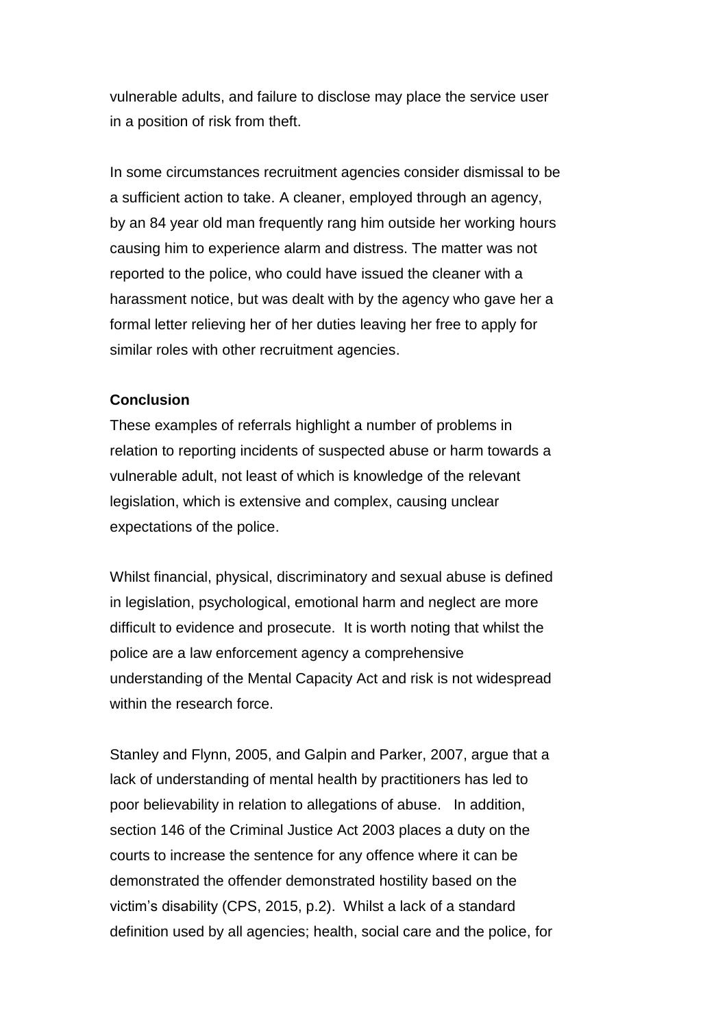vulnerable adults, and failure to disclose may place the service user in a position of risk from theft.

In some circumstances recruitment agencies consider dismissal to be a sufficient action to take. A cleaner, employed through an agency, by an 84 year old man frequently rang him outside her working hours causing him to experience alarm and distress. The matter was not reported to the police, who could have issued the cleaner with a harassment notice, but was dealt with by the agency who gave her a formal letter relieving her of her duties leaving her free to apply for similar roles with other recruitment agencies.

**Conclusion**

These examples of referrals highlight a number of problems in relation to reporting incidents of suspected abuse or harm towards a vulnerable adult, not least of which is knowledge of the relevant legislation, which is extensive and complex, causing unclear expectations of the police.

Whilst financial, physical, discriminatory and sexual abuse is defined in legislation, psychological, emotional harm and neglect are more difficult to evidence and prosecute. It is worth noting that whilst the police are a law enforcement agency a comprehensive understanding of the Mental Capacity Act and risk is not widespread within the research force.

Stanley and Flynn, 2005, and Galpin and Parker, 2007, argue that a lack of understanding of mental health by practitioners has led to poor believability in relation to allegations of abuse. In addition, section 146 of the Criminal Justice Act 2003 places a duty on the courts to increase the sentence for any offence where it can be demonstrated the offender demonstrated hostility based on the victim's disability (CPS, 2015, p.2). Whilst a lack of a standard definition used by all agencies; health, social care and the police, for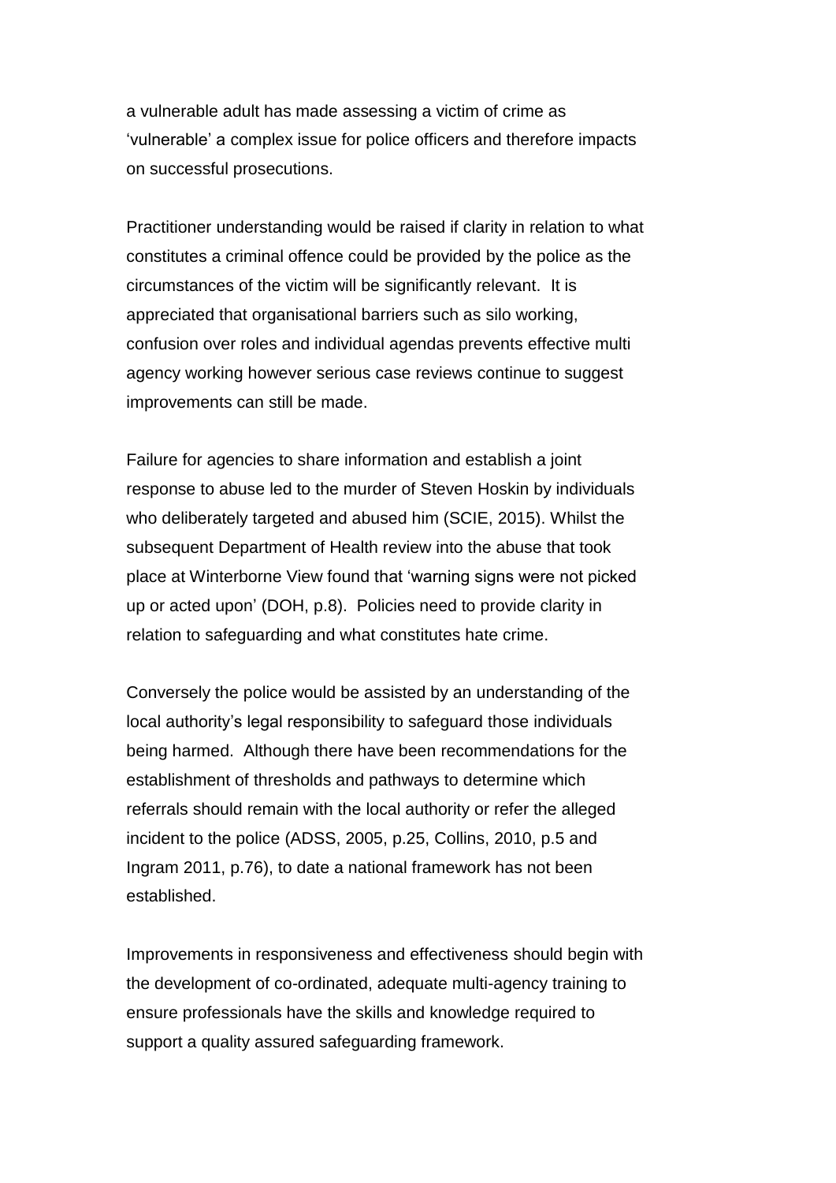a vulnerable adult has made assessing a victim of crime as 'vulnerable' a complex issue for police officers and therefore impacts on successful prosecutions.

Practitioner understanding would be raised if clarity in relation to what constitutes a criminal offence could be provided by the police as the circumstances of the victim will be significantly relevant. It is appreciated that organisational barriers such as silo working, confusion over roles and individual agendas prevents effective multi agency working however serious case reviews continue to suggest improvements can still be made.

Failure for agencies to share information and establish a joint response to abuse led to the murder of Steven Hoskin by individuals who deliberately targeted and abused him (SCIE, 2015). Whilst the subsequent Department of Health review into the abuse that took place at Winterborne View found that 'warning signs were not picked up or acted upon' (DOH, p.8). Policies need to provide clarity in relation to safeguarding and what constitutes hate crime.

Conversely the police would be assisted by an understanding of the local authority's legal responsibility to safeguard those individuals being harmed. Although there have been recommendations for the establishment of thresholds and pathways to determine which referrals should remain with the local authority or refer the alleged incident to the police (ADSS, 2005, p.25, Collins, 2010, p.5 and Ingram 2011, p.76), to date a national framework has not been established.

Improvements in responsiveness and effectiveness should begin with the development of co-ordinated, adequate multi-agency training to ensure professionals have the skills and knowledge required to support a quality assured safeguarding framework.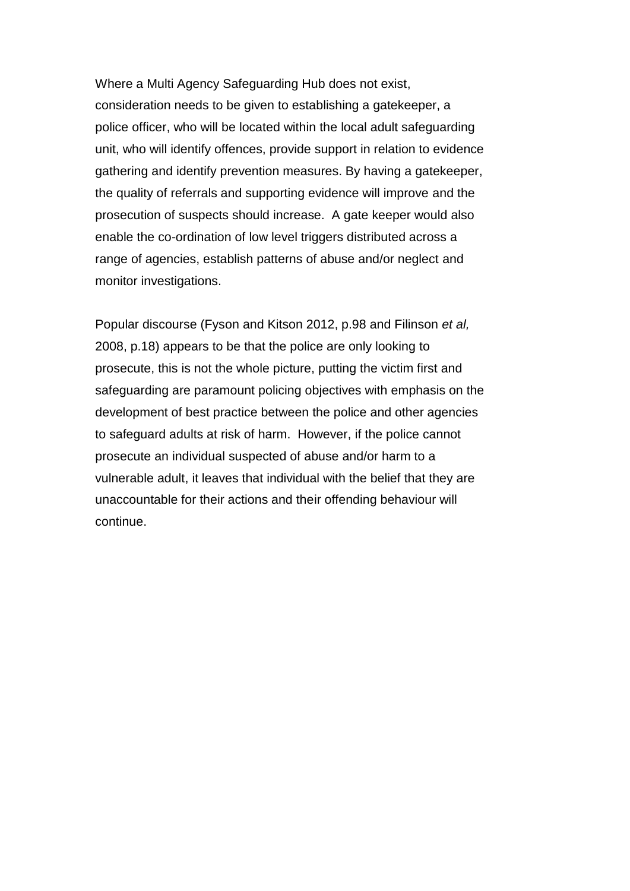Where a Multi Agency Safeguarding Hub does not exist, consideration needs to be given to establishing a gatekeeper, a police officer, who will be located within the local adult safeguarding unit, who will identify offences, provide support in relation to evidence gathering and identify prevention measures. By having a gatekeeper, the quality of referrals and supporting evidence will improve and the prosecution of suspects should increase. A gate keeper would also enable the co-ordination of low level triggers distributed across a range of agencies, establish patterns of abuse and/or neglect and monitor investigations.

Popular discourse (Fyson and Kitson 2012, p.98 and Filinson *et al,* 2008, p.18) appears to be that the police are only looking to prosecute, this is not the whole picture, putting the victim first and safeguarding are paramount policing objectives with emphasis on the development of best practice between the police and other agencies to safeguard adults at risk of harm. However, if the police cannot prosecute an individual suspected of abuse and/or harm to a vulnerable adult, it leaves that individual with the belief that they are unaccountable for their actions and their offending behaviour will continue.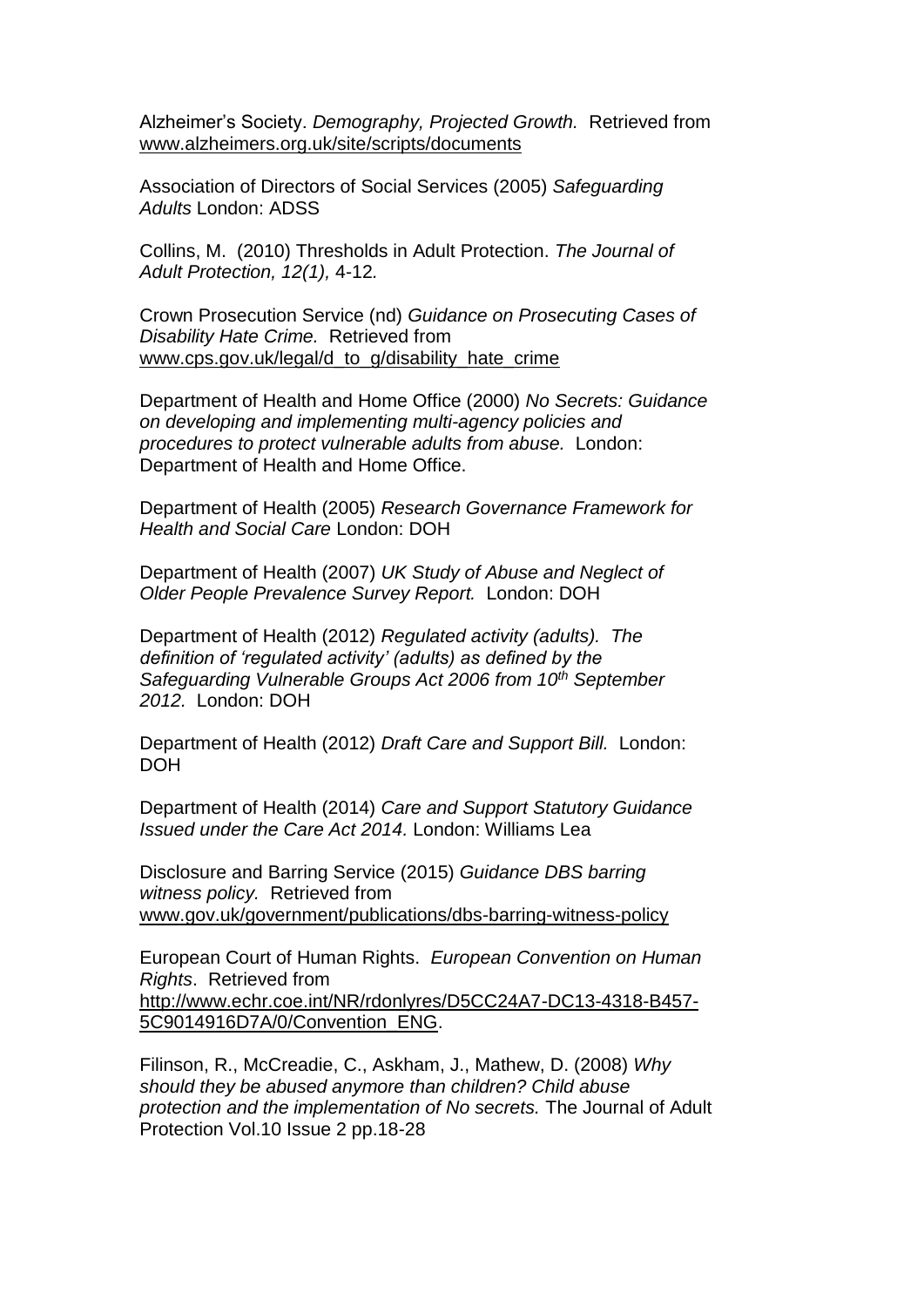Alzheimer's Society. *Demography, Projected Growth.* Retrieved from www.alzheimers.org.uk/site/scripts/documents

Association of Directors of Social Services (2005) *Safeguarding Adults* London: ADSS

Collins, M. (2010) Thresholds in Adult Protection. *The Journal of Adult Protection, 12(1),* 4-12*.*

Crown Prosecution Service (nd) *Guidance on Prosecuting Cases of Disability Hate Crime.* Retrieved from www.cps.gov.uk/legal/d_to_g/disability_hate_crime

Department of Health and Home Office (2000) *No Secrets: Guidance on developing and implementing multi-agency policies and procedures to protect vulnerable adults from abuse.* London: Department of Health and Home Office.

Department of Health (2005) *Research Governance Framework for Health and Social Care* London: DOH

Department of Health (2007) *UK Study of Abuse and Neglect of Older People Prevalence Survey Report.* London: DOH

Department of Health (2012) *Regulated activity (adults). The definition of 'regulated activity' (adults) as defined by the Safeguarding Vulnerable Groups Act 2006 from 10th September 2012.* London: DOH

Department of Health (2012) *Draft Care and Support Bill.* London: DOH

Department of Health (2014) *Care and Support Statutory Guidance Issued under the Care Act 2014.* London: Williams Lea

Disclosure and Barring Service (2015) *Guidance DBS barring witness policy.* Retrieved from www.gov.uk/government/publications/dbs-barring-witness-policy

European Court of Human Rights. *European Convention on Human Rights*. Retrieved from http://www.echr.coe.int/NR/rdonlyres/D5CC24A7-DC13-4318-B457-5C9014916D7A/0/Convention_ENG.

Filinson, R., McCreadie, C., Askham, J., Mathew, D. (2008) *Why should they be abused anymore than children? Child abuse protection and the implementation of No secrets.* The Journal of Adult Protection Vol.10 Issue 2 pp.18-28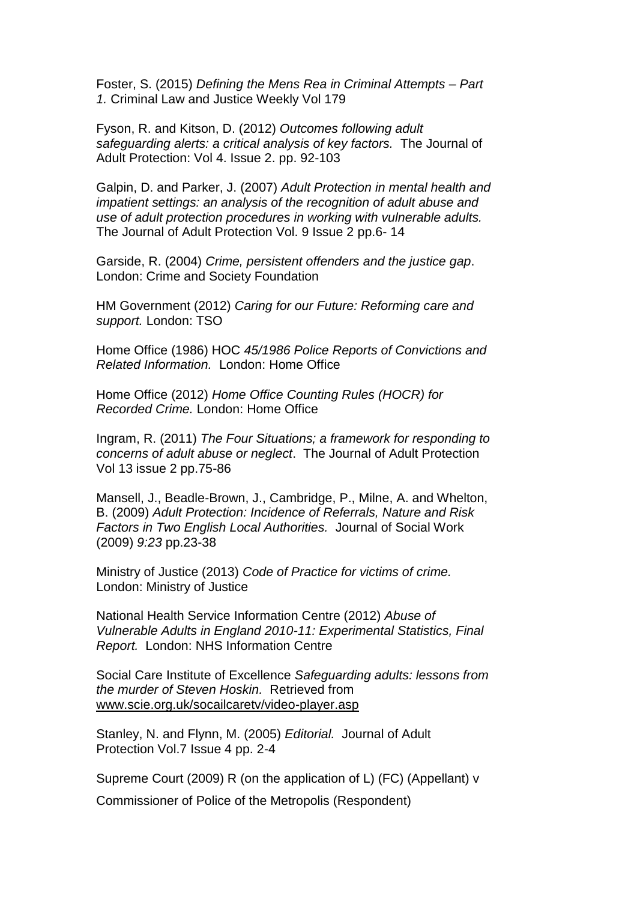Foster, S. (2015) *Defining the Mens Rea in Criminal Attempts – Part 1.* Criminal Law and Justice Weekly Vol 179

Fyson, R. and Kitson, D. (2012) *Outcomes following adult safeguarding alerts: a critical analysis of key factors.* The Journal of Adult Protection: Vol 4. Issue 2. pp. 92-103

Galpin, D. and Parker, J. (2007) *Adult Protection in mental health and impatient settings: an analysis of the recognition of adult abuse and use of adult protection procedures in working with vulnerable adults.* The Journal of Adult Protection Vol. 9 Issue 2 pp.6- 14

Garside, R. (2004) *Crime, persistent offenders and the justice gap*. London: Crime and Society Foundation

HM Government (2012) *Caring for our Future: Reforming care and support.* London: TSO

Home Office (1986) HOC *45/1986 Police Reports of Convictions and Related Information.* London: Home Office

Home Office (2012) *Home Office Counting Rules (HOCR) for Recorded Crime.* London: Home Office

Ingram, R. (2011) *The Four Situations; a framework for responding to concerns of adult abuse or neglect*. The Journal of Adult Protection Vol 13 issue 2 pp.75-86

Mansell, J., Beadle-Brown, J., Cambridge, P., Milne, A. and Whelton, B. (2009) *Adult Protection: Incidence of Referrals, Nature and Risk Factors in Two English Local Authorities.* Journal of Social Work (2009) *9:23* pp.23-38

Ministry of Justice (2013) *Code of Practice for victims of crime.* London: Ministry of Justice

National Health Service Information Centre (2012) *Abuse of Vulnerable Adults in England 2010-11: Experimental Statistics, Final Report.* London: NHS Information Centre

Social Care Institute of Excellence *Safeguarding adults: lessons from the murder of Steven Hoskin.* Retrieved from www.scie.org.uk/socailcaretv/video-player.asp

Stanley, N. and Flynn, M. (2005) *Editorial.* Journal of Adult Protection Vol.7 Issue 4 pp. 2-4

Supreme Court (2009) R (on the application of L) (FC) (Appellant) v Commissioner of Police of the Metropolis (Respondent)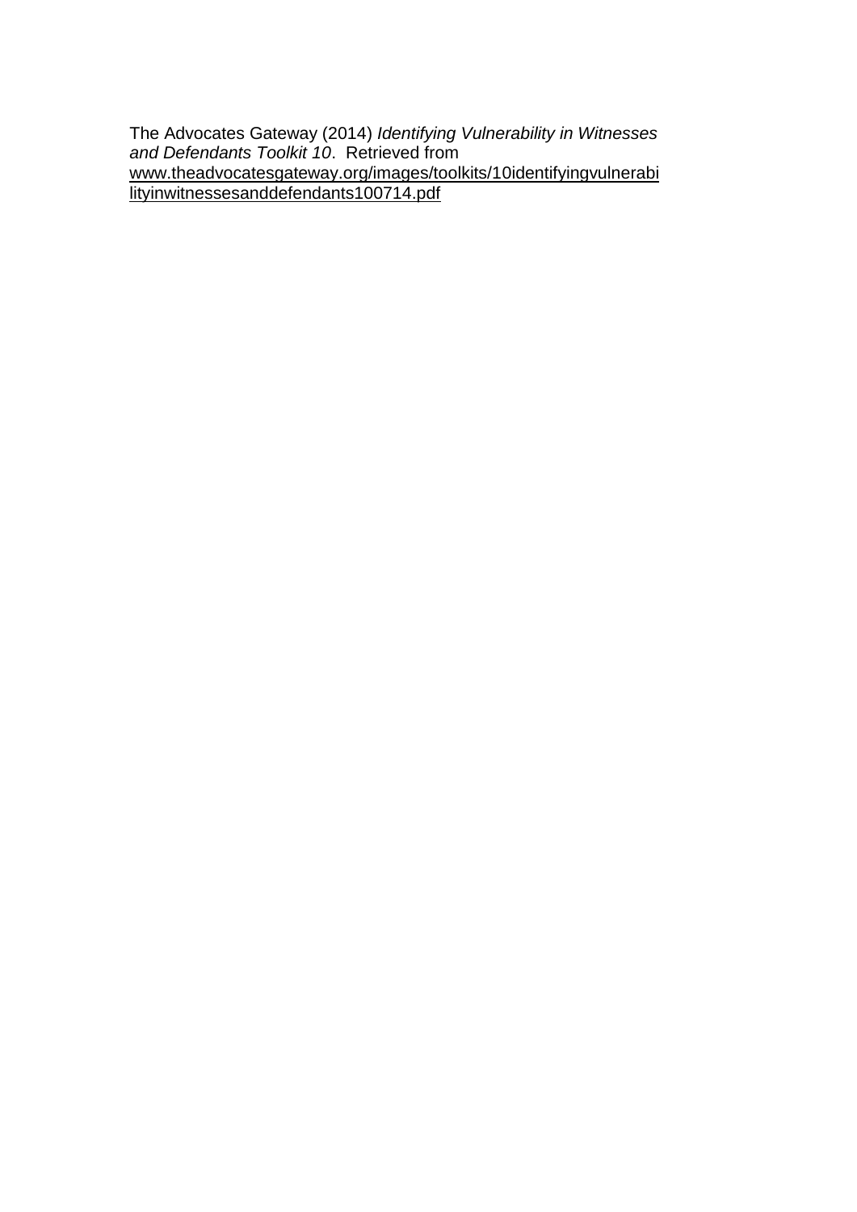The Advocates Gateway (2014) *Identifying Vulnerability in Witnesses and Defendants Toolkit 10*. Retrieved from www.theadvocatesgateway.org/images/toolkits/10identifyingvulnerabilityinwitnessesanddefendants100714.pdf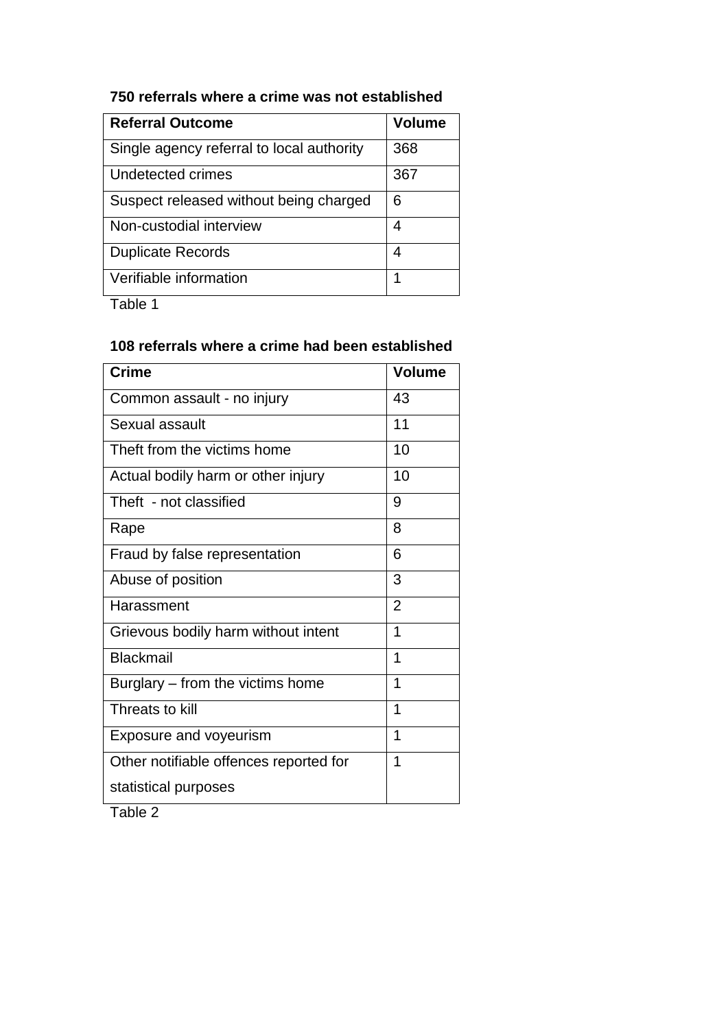**750 referrals where a crime was not established**

| Referral Outcome | Volume |
|---|---|
| Single agency referral to local authority | 368 |
| Undetected crimes | 367 |
| Suspect released without being charged | 6 |
| Non-custodial interview | 4 |
| Duplicate Records | 4 |
| Verifiable information | 1 |

Table 1

**108 referrals where a crime had been established**

| Crime | Volume |
|---|---|
| Common assault - no injury | 43 |
| Sexual assault | 11 |
| Theft from the victims home | 10 |
| Actual bodily harm or other injury | 10 |
| Theft - not classified | 9 |
| Rape | 8 |
| Fraud by false representation | 6 |
| Abuse of position | 3 |
| Harassment | 2 |
| Grievous bodily harm without intent | 1 |
| Blackmail | 1 |
| Burglary – from the victims home | 1 |
| Threats to kill | 1 |
| Exposure and voyeurism | 1 |
| Other notifiable offences reported for statistical purposes | 1 |

Table 2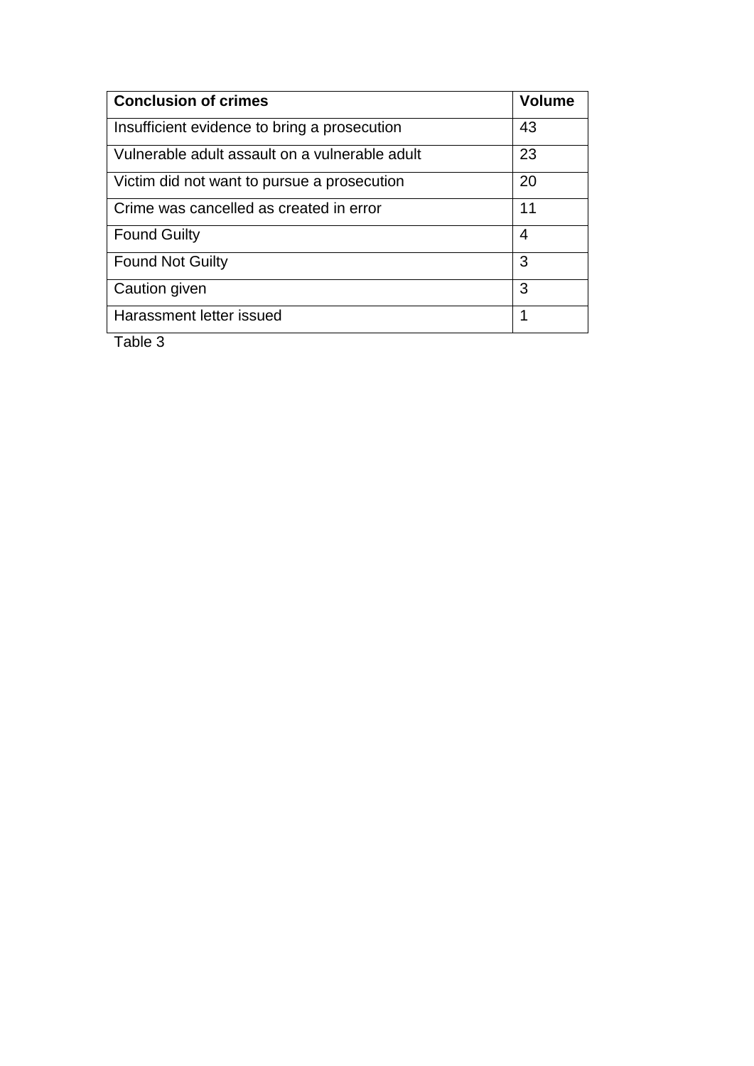| Conclusion of crimes | Volume |
| --- | --- |
| Insufficient evidence to bring a prosecution | 43 |
| Vulnerable adult assault on a vulnerable adult | 23 |
| Victim did not want to pursue a prosecution | 20 |
| Crime was cancelled as created in error | 11 |
| Found Guilty | 4 |
| Found Not Guilty | 3 |
| Caution given | 3 |
| Harassment letter issued | 1 |

Table 3